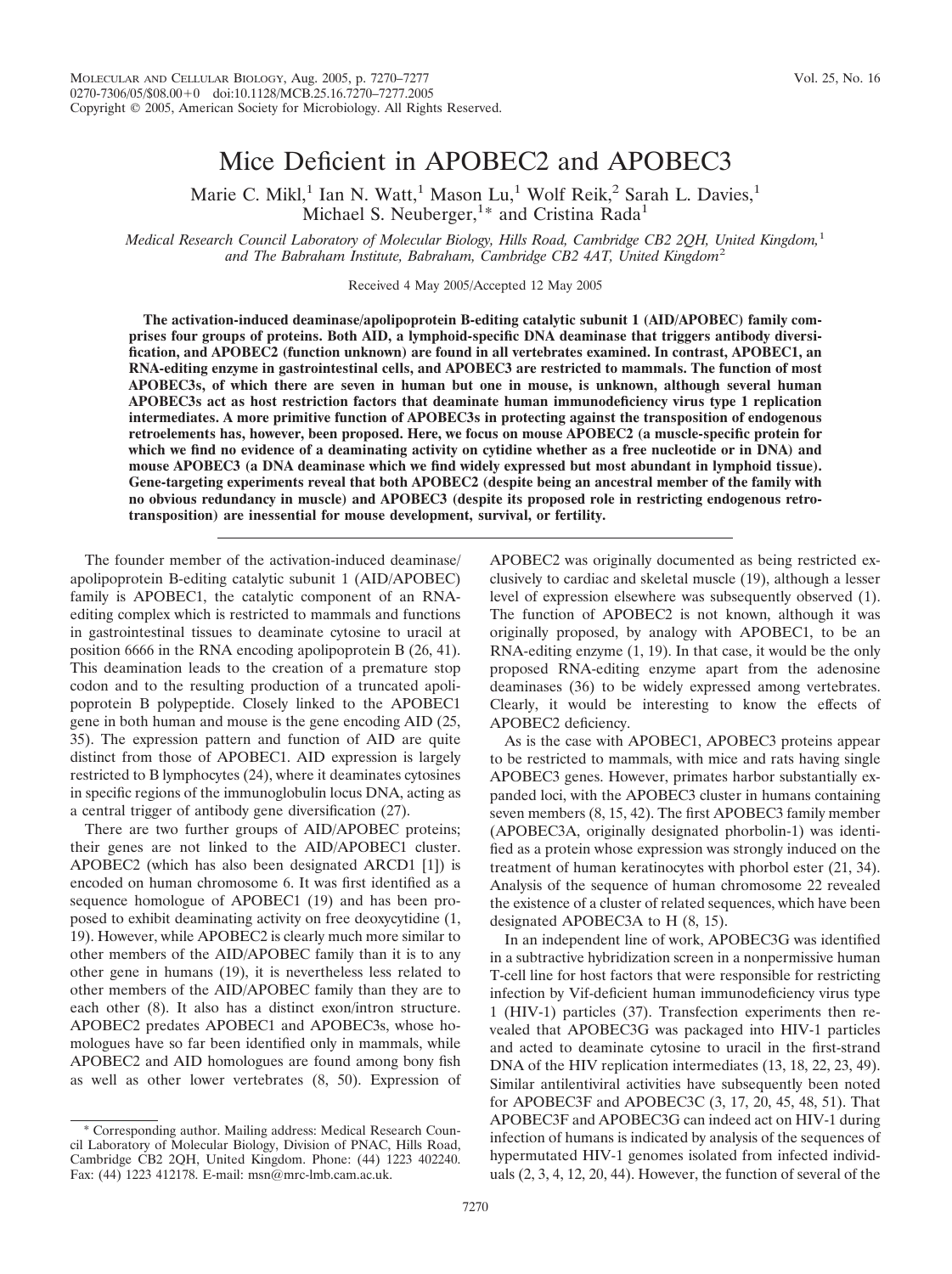# Mice Deficient in APOBEC2 and APOBEC3

Marie C. Mikl,[1] Ian N. Watt,[1] Mason Lu,[1] Wolf Reik,[2] Sarah L. Davies,[1] Michael S. Neuberger,[1]* and Cristina Rada[1]

*Medical Research Council Laboratory of Molecular Biology, Hills Road, Cambridge CB2 2QH, United Kingdom,[1] and The Babraham Institute, Babraham, Cambridge CB2 4AT, United Kingdom[2]*

Received 4 May 2005/Accepted 12 May 2005

**The activation-induced deaminase/apolipoprotein B-editing catalytic subunit 1 (AID/APOBEC) family comprises four groups of proteins. Both AID, a lymphoid-specific DNA deaminase that triggers antibody diversification, and APOBEC2 (function unknown) are found in all vertebrates examined. In contrast, APOBEC1, an RNA-editing enzyme in gastrointestinal cells, and APOBEC3 are restricted to mammals. The function of most APOBEC3s, of which there are seven in human but one in mouse, is unknown, although several human APOBEC3s act as host restriction factors that deaminate human immunodeficiency virus type 1 replication intermediates. A more primitive function of APOBEC3s in protecting against the transposition of endogenous retroelements has, however, been proposed. Here, we focus on mouse APOBEC2 (a muscle-specific protein for which we find no evidence of a deaminating activity on cytidine whether as a free nucleotide or in DNA) and mouse APOBEC3 (a DNA deaminase which we find widely expressed but most abundant in lymphoid tissue). Gene-targeting experiments reveal that both APOBEC2 (despite being an ancestral member of the family with no obvious redundancy in muscle) and APOBEC3 (despite its proposed role in restricting endogenous retrotransposition) are inessential for mouse development, survival, or fertility.**

The founder member of the activation-induced deaminase/apolipoprotein B-editing catalytic subunit 1 (AID/APOBEC) family is APOBEC1, the catalytic component of an RNA-editing complex which is restricted to mammals and functions in gastrointestinal tissues to deaminate cytosine to uracil at position 6666 in the RNA encoding apolipoprotein B (26, 41). This deamination leads to the creation of a premature stop codon and to the resulting production of a truncated apolipoprotein B polypeptide. Closely linked to the APOBEC1 gene in both human and mouse is the gene encoding AID (25, 35). The expression pattern and function of AID are quite distinct from those of APOBEC1. AID expression is largely restricted to B lymphocytes (24), where it deaminates cytosines in specific regions of the immunoglobulin locus DNA, acting as a central trigger of antibody gene diversification (27).

There are two further groups of AID/APOBEC proteins; their genes are not linked to the AID/APOBEC1 cluster. APOBEC2 (which has also been designated ARCD1 [1]) is encoded on human chromosome 6. It was first identified as a sequence homologue of APOBEC1 (19) and has been proposed to exhibit deaminating activity on free deoxycytidine (1, 19). However, while APOBEC2 is clearly much more similar to other members of the AID/APOBEC family than it is to any other gene in humans (19), it is nevertheless less related to other members of the AID/APOBEC family than they are to each other (8). It also has a distinct exon/intron structure. APOBEC2 predates APOBEC1 and APOBEC3s, whose homologues have so far been identified only in mammals, while APOBEC2 and AID homologues are found among bony fish as well as other lower vertebrates (8, 50). Expression of APOBEC2 was originally documented as being restricted exclusively to cardiac and skeletal muscle (19), although a lesser level of expression elsewhere was subsequently observed (1). The function of APOBEC2 is not known, although it was originally proposed, by analogy with APOBEC1, to be an RNA-editing enzyme (1, 19). In that case, it would be the only proposed RNA-editing enzyme apart from the adenosine deaminases (36) to be widely expressed among vertebrates. Clearly, it would be interesting to know the effects of APOBEC2 deficiency.

As is the case with APOBEC1, APOBEC3 proteins appear to be restricted to mammals, with mice and rats having single APOBEC3 genes. However, primates harbor substantially expanded loci, with the APOBEC3 cluster in humans containing seven members (8, 15, 42). The first APOBEC3 family member (APOBEC3A, originally designated phorbolin-1) was identified as a protein whose expression was strongly induced on the treatment of human keratinocytes with phorbol ester (21, 34). Analysis of the sequence of human chromosome 22 revealed the existence of a cluster of related sequences, which have been designated APOBEC3A to H (8, 15).

In an independent line of work, APOBEC3G was identified in a subtractive hybridization screen in a nonpermissive human T-cell line for host factors that were responsible for restricting infection by Vif-deficient human immunodeficiency virus type 1 (HIV-1) particles (37). Transfection experiments then revealed that APOBEC3G was packaged into HIV-1 particles and acted to deaminate cytosine to uracil in the first-strand DNA of the HIV replication intermediates (13, 18, 22, 23, 49). Similar antilentiviral activities have subsequently been noted for APOBEC3F and APOBEC3C (3, 17, 20, 45, 48, 51). That APOBEC3F and APOBEC3G can indeed act on HIV-1 during infection of humans is indicated by analysis of the sequences of hypermutated HIV-1 genomes isolated from infected individuals (2, 3, 4, 12, 20, 44). However, the function of several of the

\* Corresponding author. Mailing address: Medical Research Council Laboratory of Molecular Biology, Division of PNAC, Hills Road, Cambridge CB2 2QH, United Kingdom. Phone: (44) 1223 402240. Fax: (44) 1223 412178. E-mail: msn@mrc-lmb.cam.ac.uk.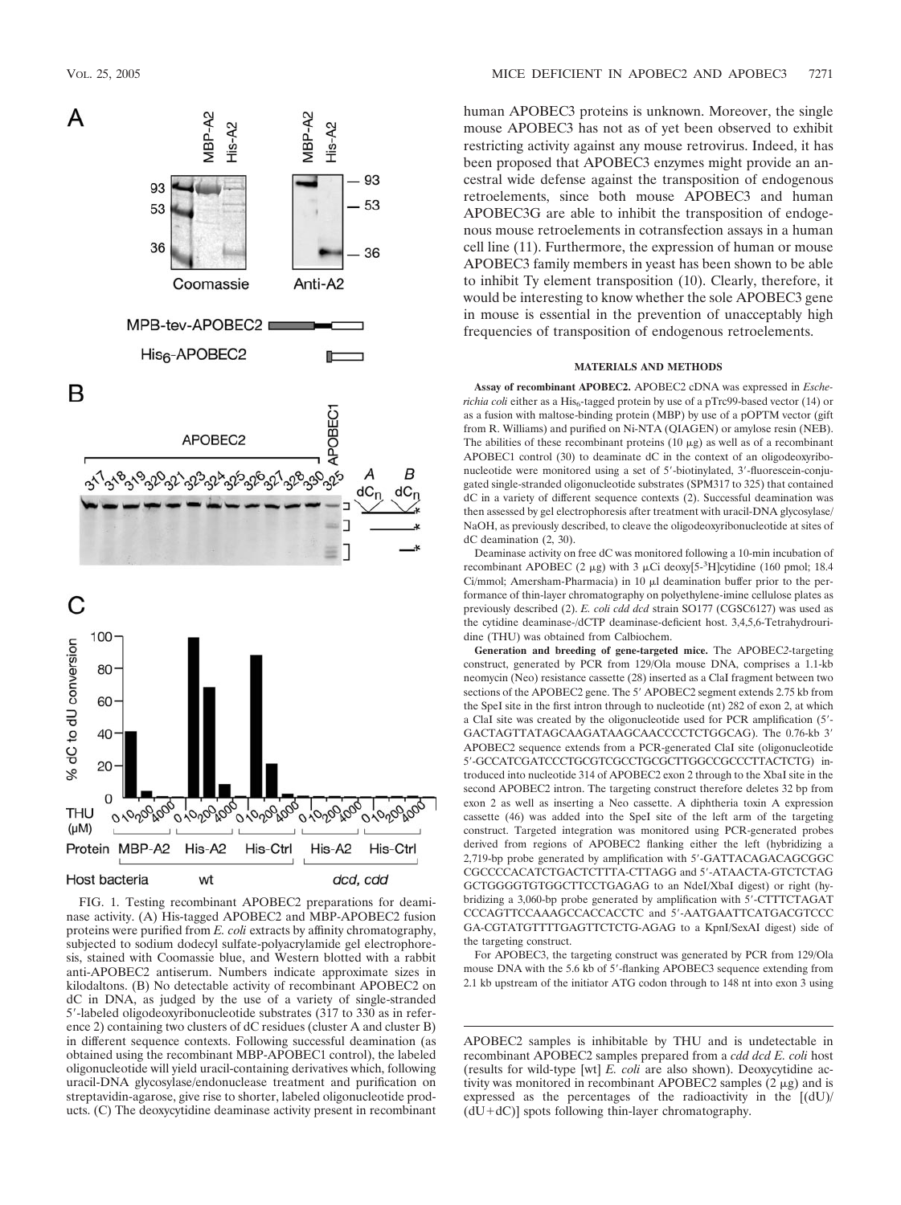human APOBEC3 proteins is unknown. Moreover, the single mouse APOBEC3 has not as of yet been observed to exhibit restricting activity against any mouse retrovirus. Indeed, it has been proposed that APOBEC3 enzymes might provide an ancestral wide defense against the transposition of endogenous retroelements, since both mouse APOBEC3 and human APOBEC3G are able to inhibit the transposition of endogenous mouse retroelements in cotransfection assays in a human cell line (11). Furthermore, the expression of human or mouse APOBEC3 family members in yeast has been shown to be able to inhibit Ty element transposition (10). Clearly, therefore, it would be interesting to know whether the sole APOBEC3 gene in mouse is essential in the prevention of unacceptably high frequencies of transposition of endogenous retroelements.

## MATERIALS AND METHODS

**Assay of recombinant APOBEC2.** APOBEC2 cDNA was expressed in *Escherichia coli* either as a $His_6$-tagged protein by use of a pTrc99-based vector (14) or as a fusion with maltose-binding protein (MBP) by use of a pOPTM vector (gift from R. Williams) and purified on Ni-NTA (QIAGEN) or amylose resin (NEB). The abilities of these recombinant proteins (10 μg) as well as of a recombinant APOBEC1 control (30) to deaminate dC in the context of an oligodeoxyribonucleotide were monitored using a set of 5′-biotinylated, 3′-fluorescein-conjugated single-stranded oligonucleotide substrates (SPM317 to 325) that contained dC in a variety of different sequence contexts (2). Successful deamination was then assessed by gel electrophoresis after treatment with uracil-DNA glycosylase/NaOH, as previously described, to cleave the oligodeoxyribonucleotide at sites of dC deamination (2, 30).

Deaminase activity on free dC was monitored following a 10-min incubation of recombinant APOBEC (2 μg) with 3 μCi deoxy[5-$^3$H]cytidine (160 pmol; 18.4 Ci/mmol; Amersham-Pharmacia) in 10 μl deamination buffer prior to the performance of thin-layer chromatography on polyethylene-imine cellulose plates as previously described (2). *E. coli cdd dcd* strain SO177 (CGSC6127) was used as the cytidine deaminase-/dCTP deaminase-deficient host. 3,4,5,6-Tetrahydrouridine (THU) was obtained from Calbiochem.

**Generation and breeding of gene-targeted mice.** The APOBEC*2*-targeting construct, generated by PCR from 129/Ola mouse DNA, comprises a 1.1-kb neomycin (Neo) resistance cassette (28) inserted as a ClaI fragment between two sections of the APOBEC2 gene. The 5′ APOBEC2 segment extends 2.75 kb from the SpeI site in the first intron through to nucleotide (nt) 282 of exon 2, at which a ClaI site was created by the oligonucleotide used for PCR amplification (5′-GACTAGTTATAGCAAGATAAGCAACCCCTCTGGCAG). The 0.76-kb 3′ APOBEC2 sequence extends from a PCR-generated ClaI site (oligonucleotide 5′-GCCATCGATCCCTGCGTCGCCTGCGCTTGGCCGCCCTTACTCTG) introduced into nucleotide 314 of APOBEC2 exon 2 through to the XbaI site in the second APOBEC2 intron. The targeting construct therefore deletes 32 bp from exon 2 as well as inserting a Neo cassette. A diphtheria toxin A expression cassette (46) was added into the SpeI site of the left arm of the targeting construct. Targeted integration was monitored using PCR-generated probes derived from regions of APOBEC2 flanking either the left (hybridizing a 2,719-bp probe generated by amplification with 5′-GATTACAGACAGCGGCCGCCCCACATCTGACTCTTA-CTTAGG and 5′-ATAACTA-GTCTCTAGGCTGGGGTGTGGCTTCCTGAGAG to an NdeI/XbaI digest) or right (hybridizing a 3,060-bp probe generated by amplification with 5′-CTTTCTAGATCCCAGTTCCAAAGCCACCACCTC and 5′-AATGAATTCATGACGTCCCGA-CGTATGTTTTGAGTTCTCTG-AGAG to a KpnI/SexAI digest) side of the targeting construct.

For APOBEC3, the targeting construct was generated by PCR from 129/Ola mouse DNA with the 5.6 kb of 5′-flanking APOBEC3 sequence extending from 2.1 kb upstream of the initiator ATG codon through to 148 nt into exon 3 using

FIG. 1. Testing recombinant APOBEC2 preparations for deaminase activity. (A) His-tagged APOBEC2 and MBP-APOBEC2 fusion proteins were purified from *E. coli* extracts by affinity chromatography, subjected to sodium dodecyl sulfate-polyacrylamide gel electrophoresis, stained with Coomassie blue, and Western blotted with a rabbit anti-APOBEC2 antiserum. Numbers indicate approximate sizes in kilodaltons. (B) No detectable activity of recombinant APOBEC2 on dC in DNA, as judged by the use of a variety of single-stranded 5′-labeled oligodeoxyribonucleotide substrates (317 to 330 as in reference 2) containing two clusters of dC residues (cluster A and cluster B) in different sequence contexts. Following successful deamination (as obtained using the recombinant MBP-APOBEC1 control), the labeled oligonucleotide will yield uracil-containing derivatives which, following uracil-DNA glycosylase/endonuclease treatment and purification on streptavidin-agarose, give rise to shorter, labeled oligonucleotide products. (C) The deoxycytidine deaminase activity present in recombinant APOBEC2 samples is inhibitable by THU and is undetectable in recombinant APOBEC2 samples prepared from a *cdd dcd E. coli* host (results for wild-type [wt] *E. coli* are also shown). Deoxycytidine activity was monitored in recombinant APOBEC2 samples (2 μg) and is expressed as the percentages of the radioactivity in the [(dU)/(dU+dC)] spots following thin-layer chromatography.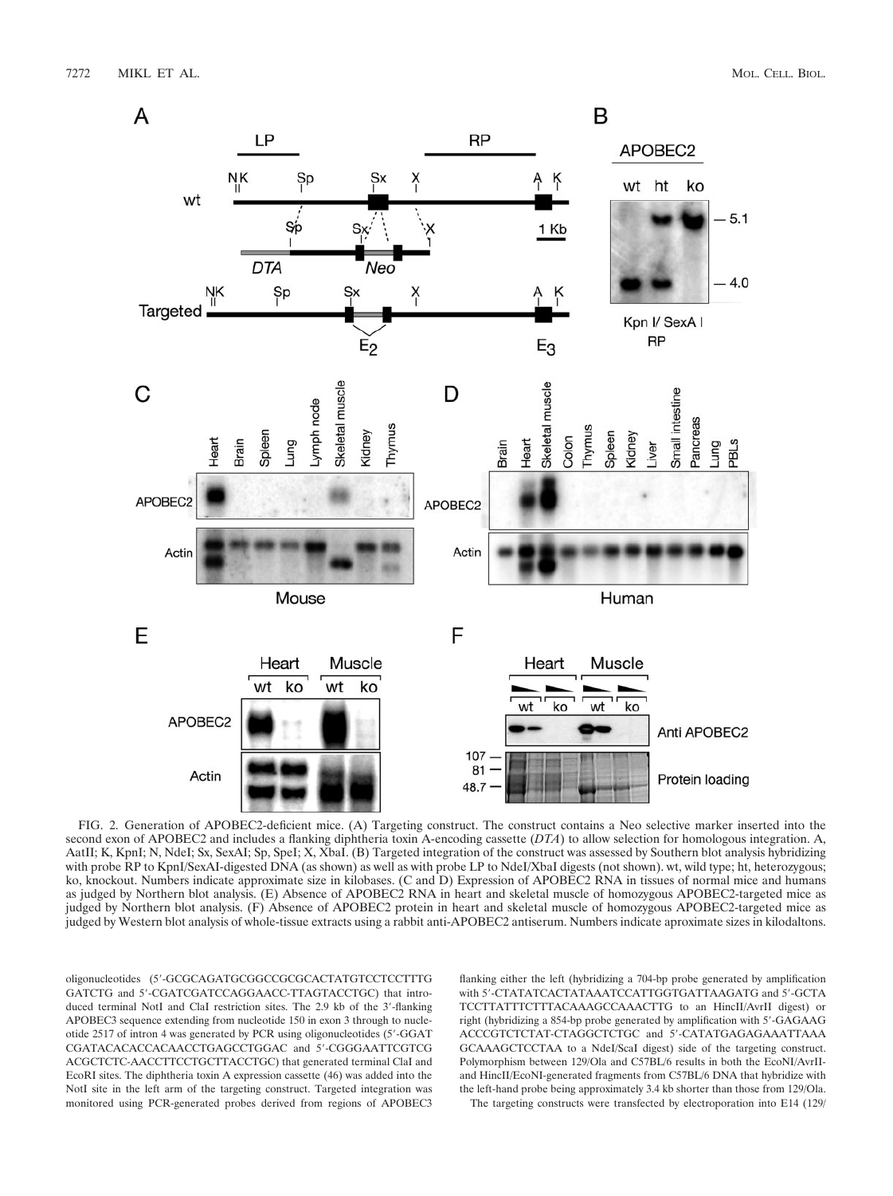FIG. 2. Generation of APOBEC2-deficient mice. (A) Targeting construct. The construct contains a Neo selective marker inserted into the second exon of APOBEC2 and includes a flanking diphtheria toxin A-encoding cassette (*DTA*) to allow selection for homologous integration. A, AatII; K, KpnI; N, NdeI; Sx, SexAI; Sp, SpeI; X, XbaI. (B) Targeted integration of the construct was assessed by Southern blot analysis hybridizing with probe RP to KpnI/SexAI-digested DNA (as shown) as well as with probe LP to NdeI/XbaI digests (not shown). wt, wild type; ht, heterozygous; ko, knockout. Numbers indicate approximate size in kilobases. (C and D) Expression of APOBEC2 RNA in tissues of normal mice and humans as judged by Northern blot analysis. (E) Absence of APOBEC2 RNA in heart and skeletal muscle of homozygous APOBEC2-targeted mice as judged by Northern blot analysis. (F) Absence of APOBEC2 protein in heart and skeletal muscle of homozygous APOBEC2-targeted mice as judged by Western blot analysis of whole-tissue extracts using a rabbit anti-APOBEC2 antiserum. Numbers indicate aproximate sizes in kilodaltons.

oligonucleotides (5′-GCGCAGATGCGGCCGCGCACTATGTCCTCCTTTG GATCTG and 5′-CGATCGATCCAGGAACC-TTAGTACCTGC) that introduced terminal NotI and ClaI restriction sites. The 2.9 kb of the 3′-flanking APOBEC3 sequence extending from nucleotide 150 in exon 3 through to nucleotide 2517 of intron 4 was generated by PCR using oligonucleotides (5′-GGAT CGATACACACCACAACCTGAGCCTGGAC and 5′-CGGGAATTCGTCG ACGCTCTC-AACCTTCCTGCTTACCTGC) that generated terminal ClaI and EcoRI sites. The diphtheria toxin A expression cassette (46) was added into the NotI site in the left arm of the targeting construct. Targeted integration was monitored using PCR-generated probes derived from regions of APOBEC3 flanking either the left (hybridizing a 704-bp probe generated by amplification with 5′-CTATATCACTATAAATCCATTGGTGATTAAGATG and 5′-GCTA TCCTTATTTCTTTACAAAGCCAAACTTG to an HincII/AvrII digest) or right (hybridizing a 854-bp probe generated by amplification with 5′-GAGAAG ACCCGTCTCTAT-CTAGGCTCTGC and 5′-CATATGAGAGAAATTAAA GCAAAGCTCCTAA to a NdeI/ScaI digest) side of the targeting construct. Polymorphism between 129/Ola and C57BL/6 results in both the EcoNI/AvrII- and HincII/EcoNI-generated fragments from C57BL/6 DNA that hybridize with the left-hand probe being approximately 3.4 kb shorter than those from 129/Ola.

The targeting constructs were transfected by electroporation into E14 (129/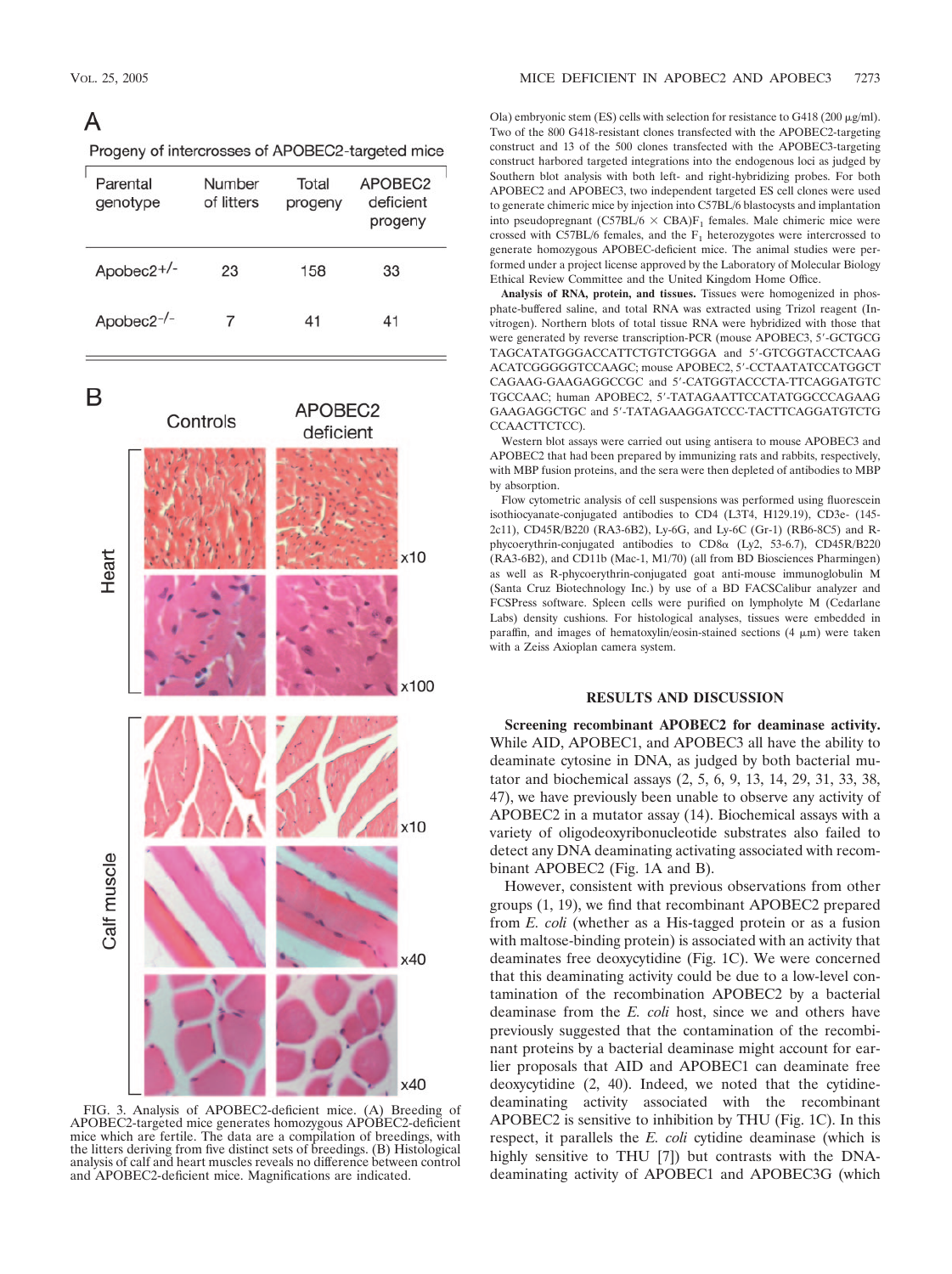A

Progeny of intercrosses of APOBEC2-targeted mice

| Parental genotype | Number of litters | Total progeny | APOBEC2 deficient progeny |
|---|---|---|---|
| Apobec2+/- | 23 | 158 | 33 |
| Apobec2-/- | 7 | 41 | 41 |

FIG. 3. Analysis of APOBEC2-deficient mice. (A) Breeding of APOBEC2-targeted mice generates homozygous APOBEC2-deficient mice which are fertile. The data are a compilation of breedings, with the litters deriving from five distinct sets of breedings. (B) Histological analysis of calf and heart muscles reveals no difference between control and APOBEC2-deficient mice. Magnifications are indicated.

Ola) embryonic stem (ES) cells with selection for resistance to G418 (200 μg/ml). Two of the 800 G418-resistant clones transfected with the APOBEC2-targeting construct and 13 of the 500 clones transfected with the APOBEC3-targeting construct harbored targeted integrations into the endogenous loci as judged by Southern blot analysis with both left- and right-hybridizing probes. For both APOBEC2 and APOBEC3, two independent targeted ES cell clones were used to generate chimeric mice by injection into C57BL/6 blastocysts and implantation into pseudopregnant (C57BL/6 × CBA)$F_1$ females. Male chimeric mice were crossed with C57BL/6 females, and the $F_1$ heterozygotes were intercrossed to generate homozygous APOBEC-deficient mice. The animal studies were performed under a project license approved by the Laboratory of Molecular Biology Ethical Review Committee and the United Kingdom Home Office.

**Analysis of RNA, protein, and tissues.** Tissues were homogenized in phosphate-buffered saline, and total RNA was extracted using Trizol reagent (Invitrogen). Northern blots of total tissue RNA were hybridized with those that were generated by reverse transcription-PCR (mouse APOBEC3, 5′-GCTGCGTAGCATATGGGACCATTCTGTCTGGGA and 5′-GTCGGTACCTCAAGACATCGGGGGTCCAAGC; mouse APOBEC2, 5′-CCTAATATCCATGGCTCAGAAG-GAAGAGGCCGC and 5′-CATGGTACCCTA-TTCAGGATGTCTGCCAAC; human APOBEC2, 5′-TATAGAATTCCATATGGCCCAGAAGGAAGAGGCTGC and 5′-TATAGAAGGATCCC-TACTTCAGGATGTCTGCCAACTTCTCC).

Western blot assays were carried out using antisera to mouse APOBEC3 and APOBEC2 that had been prepared by immunizing rats and rabbits, respectively, with MBP fusion proteins, and the sera were then depleted of antibodies to MBP by absorption.

Flow cytometric analysis of cell suspensions was performed using fluorescein isothiocyanate-conjugated antibodies to CD4 (L3T4, H129.19), CD3e- (145-2c11), CD45R/B220 (RA3-6B2), Ly-6G, and Ly-6C (Gr-1) (RB6-8C5) and R-phycoerythrin-conjugated antibodies to CD8α (Ly2, 53-6.7), CD45R/B220 (RA3-6B2), and CD11b (Mac-1, M1/70) (all from BD Biosciences Pharmingen) as well as R-phycoerythrin-conjugated goat anti-mouse immunoglobulin M (Santa Cruz Biotechnology Inc.) by use of a BD FACSCalibur analyzer and FCSPress software. Spleen cells were purified on lympholyte M (Cedarlane Labs) density cushions. For histological analyses, tissues were embedded in paraffin, and images of hematoxylin/eosin-stained sections (4 μm) were taken with a Zeiss Axioplan camera system.

## RESULTS AND DISCUSSION

**Screening recombinant APOBEC2 for deaminase activity.** While AID, APOBEC1, and APOBEC3 all have the ability to deaminate cytosine in DNA, as judged by both bacterial mutator and biochemical assays (2, 5, 6, 9, 13, 14, 29, 31, 33, 38, 47), we have previously been unable to observe any activity of APOBEC2 in a mutator assay (14). Biochemical assays with a variety of oligodeoxyribonucleotide substrates also failed to detect any DNA deaminating activating associated with recombinant APOBEC2 (Fig. 1A and B).

However, consistent with previous observations from other groups (1, 19), we find that recombinant APOBEC2 prepared from *E. coli* (whether as a His-tagged protein or as a fusion with maltose-binding protein) is associated with an activity that deaminates free deoxycytidine (Fig. 1C). We were concerned that this deaminating activity could be due to a low-level contamination of the recombination APOBEC2 by a bacterial deaminase from the *E. coli* host, since we and others have previously suggested that the contamination of the recombinant proteins by a bacterial deaminase might account for earlier proposals that AID and APOBEC1 can deaminate free deoxycytidine (2, 40). Indeed, we noted that the cytidine-deaminating activity associated with the recombinant APOBEC2 is sensitive to inhibition by THU (Fig. 1C). In this respect, it parallels the *E. coli* cytidine deaminase (which is highly sensitive to THU [7]) but contrasts with the DNA-deaminating activity of APOBEC1 and APOBEC3G (which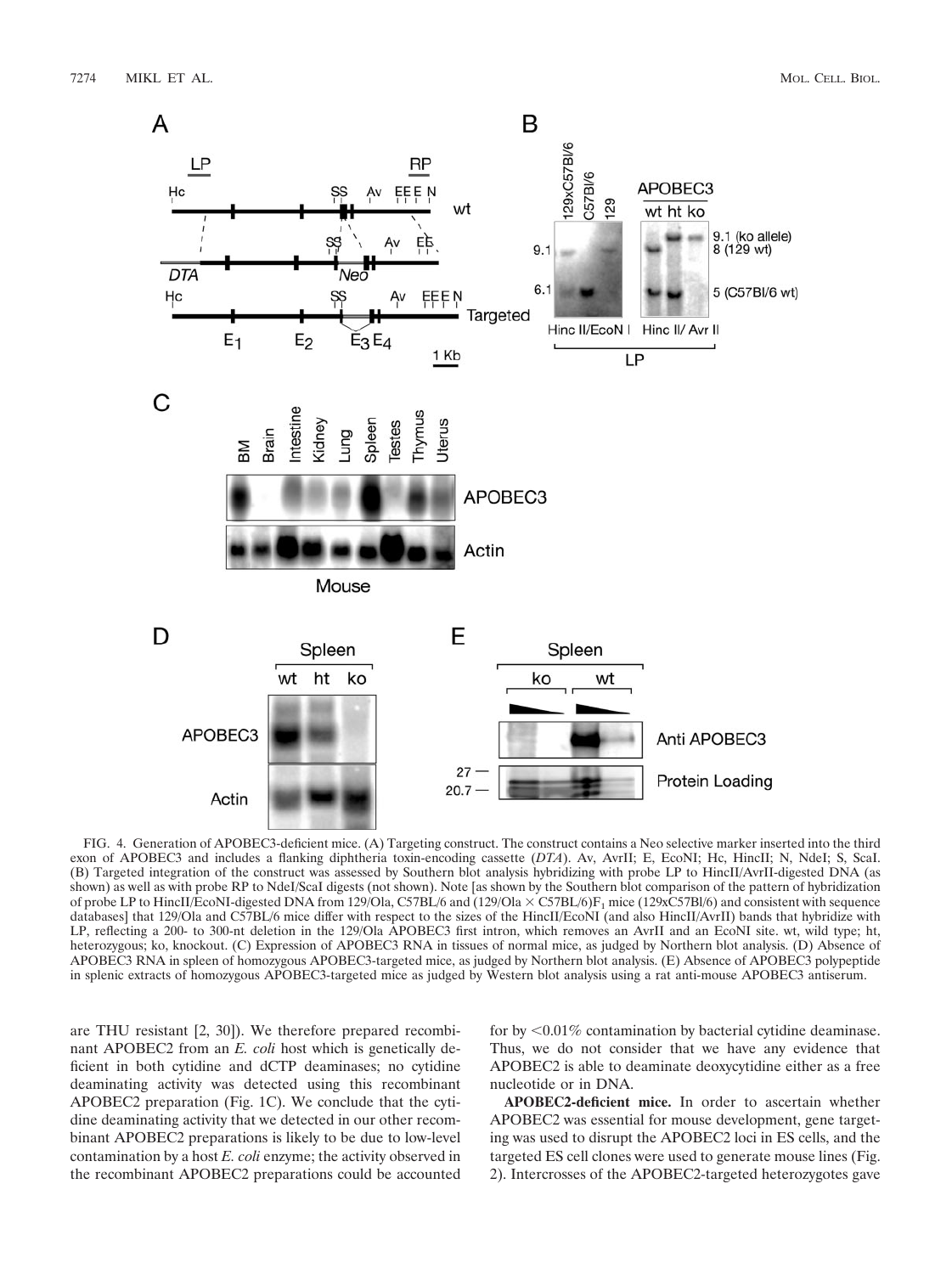FIG. 4. Generation of APOBEC3-deficient mice. (A) Targeting construct. The construct contains a Neo selective marker inserted into the third exon of APOBEC3 and includes a flanking diphtheria toxin-encoding cassette (*DTA*). Av, AvrII; E, EcoNI; Hc, HincII; N, NdeI; S, ScaI. (B) Targeted integration of the construct was assessed by Southern blot analysis hybridizing with probe LP to HincII/AvrII-digested DNA (as shown) as well as with probe RP to NdeI/ScaI digests (not shown). Note [as shown by the Southern blot comparison of the pattern of hybridization of probe LP to HincII/EcoNI-digested DNA from 129/Ola, C57BL/6 and (129/Ola × C57BL/6)F$_1$ mice (129xC57Bl/6) and consistent with sequence databases] that 129/Ola and C57BL/6 mice differ with respect to the sizes of the HincII/EcoNI (and also HincII/AvrII) bands that hybridize with LP, reflecting a 200- to 300-nt deletion in the 129/Ola APOBEC3 first intron, which removes an AvrII and an EcoNI site. wt, wild type; ht, heterozygous; ko, knockout. (C) Expression of APOBEC3 RNA in tissues of normal mice, as judged by Northern blot analysis. (D) Absence of APOBEC3 RNA in spleen of homozygous APOBEC3-targeted mice, as judged by Northern blot analysis. (E) Absence of APOBEC3 polypeptide in splenic extracts of homozygous APOBEC3-targeted mice as judged by Western blot analysis using a rat anti-mouse APOBEC3 antiserum.

are THU resistant [2, 30]). We therefore prepared recombinant APOBEC2 from an *E. coli* host which is genetically deficient in both cytidine and dCTP deaminases; no cytidine deaminating activity was detected using this recombinant APOBEC2 preparation (Fig. 1C). We conclude that the cytidine deaminating activity that we detected in our other recombinant APOBEC2 preparations is likely to be due to low-level contamination by a host *E. coli* enzyme; the activity observed in the recombinant APOBEC2 preparations could be accounted for by <0.01% contamination by bacterial cytidine deaminase. Thus, we do not consider that we have any evidence that APOBEC2 is able to deaminate deoxycytidine either as a free nucleotide or in DNA.

**APOBEC2-deficient mice.** In order to ascertain whether APOBEC2 was essential for mouse development, gene targeting was used to disrupt the APOBEC2 loci in ES cells, and the targeted ES cell clones were used to generate mouse lines (Fig. 2). Intercrosses of the APOBEC2-targeted heterozygotes gave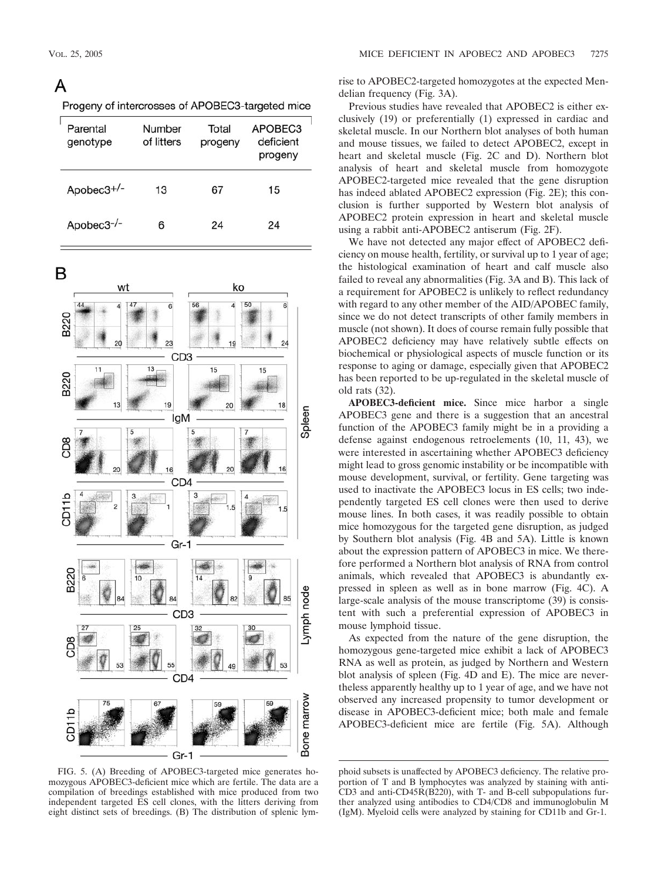A

Progeny of intercrosses of APOBEC3-targeted mice

| Parental genotype | Number of litters | Total progeny | APOBEC3 deficient progeny |
|---|---|---|---|
| Apobec3+/- | 13 | 67 | 15 |
| Apobec3-/- | 6 | 24 | 24 |

B

FIG. 5. (A) Breeding of APOBEC3-targeted mice generates homozygous APOBEC3-deficient mice which are fertile. The data are a compilation of breedings established with mice produced from two independent targeted ES cell clones, with the litters deriving from eight distinct sets of breedings. (B) The distribution of splenic lymphoid subsets is unaffected by APOBEC3 deficiency. The relative proportion of T and B lymphocytes was analyzed by staining with anti-CD3 and anti-CD45R(B220), with T- and B-cell subpopulations further analyzed using antibodies to CD4/CD8 and immunoglobulin M (IgM). Myeloid cells were analyzed by staining for CD11b and Gr-1.

rise to APOBEC2-targeted homozygotes at the expected Mendelian frequency (Fig. 3A).

Previous studies have revealed that APOBEC2 is either exclusively (19) or preferentially (1) expressed in cardiac and skeletal muscle. In our Northern blot analyses of both human and mouse tissues, we failed to detect APOBEC2, except in heart and skeletal muscle (Fig. 2C and D). Northern blot analysis of heart and skeletal muscle from homozygote APOBEC2-targeted mice revealed that the gene disruption has indeed ablated APOBEC2 expression (Fig. 2E); this conclusion is further supported by Western blot analysis of APOBEC2 protein expression in heart and skeletal muscle using a rabbit anti-APOBEC2 antiserum (Fig. 2F).

We have not detected any major effect of APOBEC2 deficiency on mouse health, fertility, or survival up to 1 year of age; the histological examination of heart and calf muscle also failed to reveal any abnormalities (Fig. 3A and B). This lack of a requirement for APOBEC2 is unlikely to reflect redundancy with regard to any other member of the AID/APOBEC family, since we do not detect transcripts of other family members in muscle (not shown). It does of course remain fully possible that APOBEC2 deficiency may have relatively subtle effects on biochemical or physiological aspects of muscle function or its response to aging or damage, especially given that APOBEC2 has been reported to be up-regulated in the skeletal muscle of old rats (32).

**APOBEC3-deficient mice.** Since mice harbor a single APOBEC3 gene and there is a suggestion that an ancestral function of the APOBEC3 family might be in a providing a defense against endogenous retroelements (10, 11, 43), we were interested in ascertaining whether APOBEC3 deficiency might lead to gross genomic instability or be incompatible with mouse development, survival, or fertility. Gene targeting was used to inactivate the APOBEC3 locus in ES cells; two independently targeted ES cell clones were then used to derive mouse lines. In both cases, it was readily possible to obtain mice homozygous for the targeted gene disruption, as judged by Southern blot analysis (Fig. 4B and 5A). Little is known about the expression pattern of APOBEC3 in mice. We therefore performed a Northern blot analysis of RNA from control animals, which revealed that APOBEC3 is abundantly expressed in spleen as well as in bone marrow (Fig. 4C). A large-scale analysis of the mouse transcriptome (39) is consistent with such a preferential expression of APOBEC3 in mouse lymphoid tissue.

As expected from the nature of the gene disruption, the homozygous gene-targeted mice exhibit a lack of APOBEC3 RNA as well as protein, as judged by Northern and Western blot analysis of spleen (Fig. 4D and E). The mice are nevertheless apparently healthy up to 1 year of age, and we have not observed any increased propensity to tumor development or disease in APOBEC3-deficient mice; both male and female APOBEC3-deficient mice are fertile (Fig. 5A). Although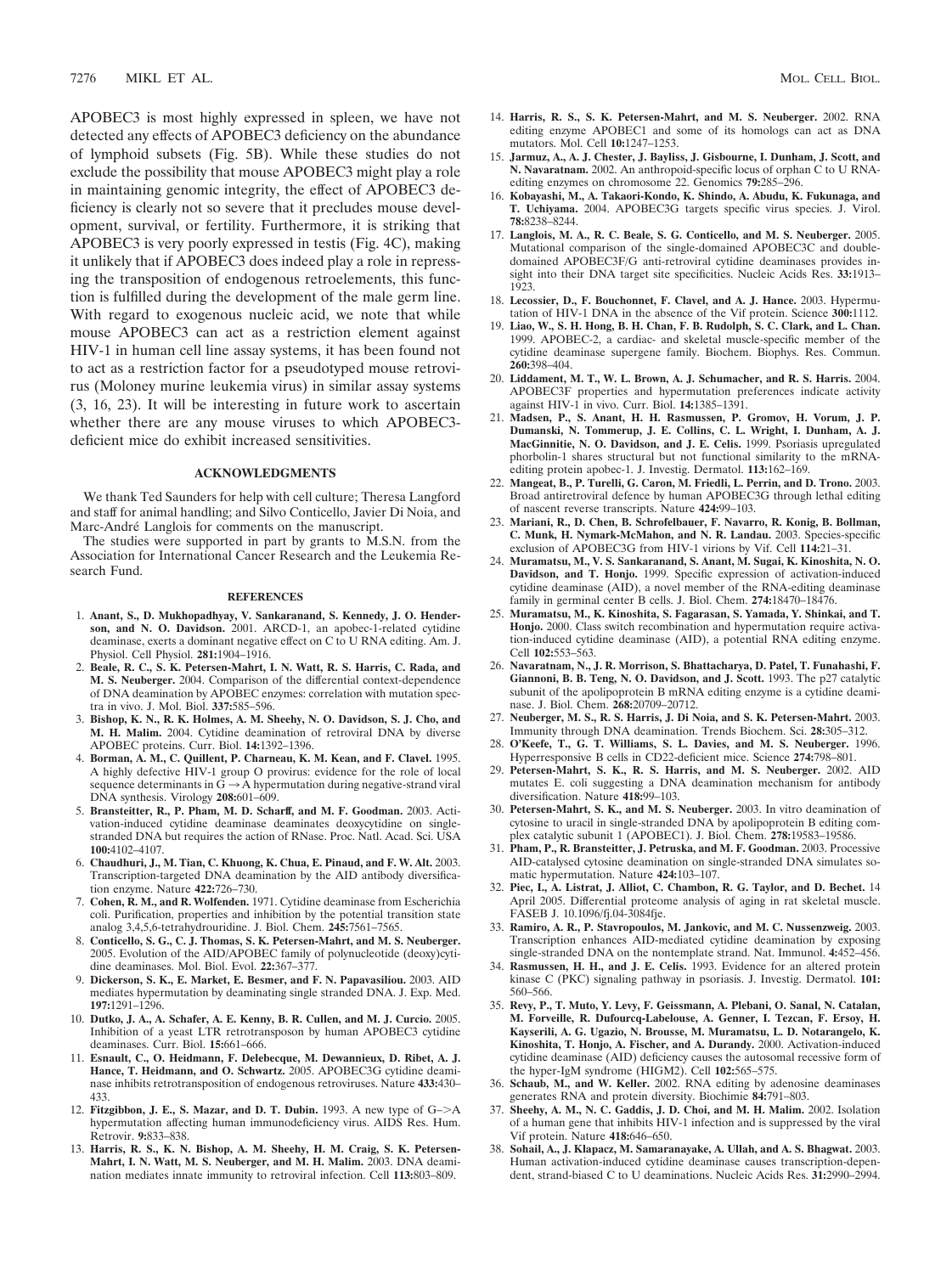APOBEC3 is most highly expressed in spleen, we have not detected any effects of APOBEC3 deficiency on the abundance of lymphoid subsets (Fig. 5B). While these studies do not exclude the possibility that mouse APOBEC3 might play a role in maintaining genomic integrity, the effect of APOBEC3 deficiency is clearly not so severe that it precludes mouse development, survival, or fertility. Furthermore, it is striking that APOBEC3 is very poorly expressed in testis (Fig. 4C), making it unlikely that if APOBEC3 does indeed play a role in repressing the transposition of endogenous retroelements, this function is fulfilled during the development of the male germ line. With regard to exogenous nucleic acid, we note that while mouse APOBEC3 can act as a restriction element against HIV-1 in human cell line assay systems, it has been found not to act as a restriction factor for a pseudotyped mouse retrovirus (Moloney murine leukemia virus) in similar assay systems (3, 16, 23). It will be interesting in future work to ascertain whether there are any mouse viruses to which APOBEC3-deficient mice do exhibit increased sensitivities.

## ACKNOWLEDGMENTS

We thank Ted Saunders for help with cell culture; Theresa Langford and staff for animal handling; and Silvo Conticello, Javier Di Noia, and Marc-André Langlois for comments on the manuscript.

The studies were supported in part by grants to M.S.N. from the Association for International Cancer Research and the Leukemia Research Fund.

## REFERENCES

1. **Anant, S., D. Mukhopadhyay, V. Sankaranand, S. Kennedy, J. O. Henderson, and N. O. Davidson.** 2001. ARCD-1, an apobec-1-related cytidine deaminase, exerts a dominant negative effect on C to U RNA editing. Am. J. Physiol. Cell Physiol. **281:**1904–1916.
2. **Beale, R. C., S. K. Petersen-Mahrt, I. N. Watt, R. S. Harris, C. Rada, and M. S. Neuberger.** 2004. Comparison of the differential context-dependence of DNA deamination by APOBEC enzymes: correlation with mutation spectra in vivo. J. Mol. Biol. **337:**585–596.
3. **Bishop, K. N., R. K. Holmes, A. M. Sheehy, N. O. Davidson, S. J. Cho, and M. H. Malim.** 2004. Cytidine deamination of retroviral DNA by diverse APOBEC proteins. Curr. Biol. **14:**1392–1396.
4. **Borman, A. M., C. Quillent, P. Charneau, K. M. Kean, and F. Clavel.** 1995. A highly defective HIV-1 group O provirus: evidence for the role of local sequence determinants in G → A hypermutation during negative-strand viral DNA synthesis. Virology **208:**601–609.
5. **Bransteitter, R., P. Pham, M. D. Scharff, and M. F. Goodman.** 2003. Activation-induced cytidine deaminase deaminates deoxycytidine on single-stranded DNA but requires the action of RNase. Proc. Natl. Acad. Sci. USA **100:**4102–4107.
6. **Chaudhuri, J., M. Tian, C. Khuong, K. Chua, E. Pinaud, and F. W. Alt.** 2003. Transcription-targeted DNA deamination by the AID antibody diversification enzyme. Nature **422:**726–730.
7. **Cohen, R. M., and R. Wolfenden.** 1971. Cytidine deaminase from Escherichia coli. Purification, properties and inhibition by the potential transition state analog 3,4,5,6-tetrahydrouridine. J. Biol. Chem. **245:**7561–7565.
8. **Conticello, S. G., C. J. Thomas, S. K. Petersen-Mahrt, and M. S. Neuberger.** 2005. Evolution of the AID/APOBEC family of polynucleotide (deoxy)cytidine deaminases. Mol. Biol. Evol. **22:**367–377.
9. **Dickerson, S. K., E. Market, E. Besmer, and F. N. Papavasiliou.** 2003. AID mediates hypermutation by deaminating single stranded DNA. J. Exp. Med. **197:**1291–1296.
10. **Dutko, J. A., A. Schafer, A. E. Kenny, B. R. Cullen, and M. J. Curcio.** 2005. Inhibition of a yeast LTR retrotransposon by human APOBEC3 cytidine deaminases. Curr. Biol. **15:**661–666.
11. **Esnault, C., O. Heidmann, F. Delebecque, M. Dewannieux, D. Ribet, A. J. Hance, T. Heidmann, and O. Schwartz.** 2005. APOBEC3G cytidine deaminase inhibits retrotransposition of endogenous retroviruses. Nature **433:**430–433.
12. **Fitzgibbon, J. E., S. Mazar, and D. T. Dubin.** 1993. A new type of G–>A hypermutation affecting human immunodeficiency virus. AIDS Res. Hum. Retrovir. **9:**833–838.
13. **Harris, R. S., K. N. Bishop, A. M. Sheehy, H. M. Craig, S. K. Petersen-Mahrt, I. N. Watt, M. S. Neuberger, and M. H. Malim.** 2003. DNA deamination mediates innate immunity to retroviral infection. Cell **113:**803–809.
14. **Harris, R. S., S. K. Petersen-Mahrt, and M. S. Neuberger.** 2002. RNA editing enzyme APOBEC1 and some of its homologs can act as DNA mutators. Mol. Cell **10:**1247–1253.
15. **Jarmuz, A., A. J. Chester, J. Bayliss, J. Gisbourne, I. Dunham, J. Scott, and N. Navaratnam.** 2002. An anthropoid-specific locus of orphan C to U RNA-editing enzymes on chromosome 22. Genomics **79:**285–296.
16. **Kobayashi, M., A. Takaori-Kondo, K. Shindo, A. Abudu, K. Fukunaga, and T. Uchiyama.** 2004. APOBEC3G targets specific virus species. J. Virol. **78:**8238–8244.
17. **Langlois, M. A., R. C. Beale, S. G. Conticello, and M. S. Neuberger.** 2005. Mutational comparison of the single-domained APOBEC3C and double-domained APOBEC3F/G anti-retroviral cytidine deaminases provides insight into their DNA target site specificities. Nucleic Acids Res. **33:**1913–1923.
18. **Lecossier, D., F. Bouchonnet, F. Clavel, and A. J. Hance.** 2003. Hypermutation of HIV-1 DNA in the absence of the Vif protein. Science **300:**1112.
19. **Liao, W., S. H. Hong, B. H. Chan, F. B. Rudolph, S. C. Clark, and L. Chan.** 1999. APOBEC-2, a cardiac- and skeletal muscle-specific member of the cytidine deaminase supergene family. Biochem. Biophys. Res. Commun. **260:**398–404.
20. **Liddament, M. T., W. L. Brown, A. J. Schumacher, and R. S. Harris.** 2004. APOBEC3F properties and hypermutation preferences indicate activity against HIV-1 in vivo. Curr. Biol. **14:**1385–1391.
21. **Madsen, P., S. Anant, H. H. Rasmussen, P. Gromov, H. Vorum, J. P. Dumanski, N. Tommerup, J. E. Collins, C. L. Wright, I. Dunham, A. J. MacGinnitie, N. O. Davidson, and J. E. Celis.** 1999. Psoriasis upregulated phorbolin-1 shares structural but not functional similarity to the mRNA-editing protein apobec-1. J. Investig. Dermatol. **113:**162–169.
22. **Mangeat, B., P. Turelli, G. Caron, M. Friedli, L. Perrin, and D. Trono.** 2003. Broad antiretroviral defence by human APOBEC3G through lethal editing of nascent reverse transcripts. Nature **424:**99–103.
23. **Mariani, R., D. Chen, B. Schrofelbauer, F. Navarro, R. Konig, B. Bollman, C. Munk, H. Nymark-McMahon, and N. R. Landau.** 2003. Species-specific exclusion of APOBEC3G from HIV-1 virions by Vif. Cell **114:**21–31.
24. **Muramatsu, M., V. S. Sankaranand, S. Anant, M. Sugai, K. Kinoshita, N. O. Davidson, and T. Honjo.** 1999. Specific expression of activation-induced cytidine deaminase (AID), a novel member of the RNA-editing deaminase family in germinal center B cells. J. Biol. Chem. **274:**18470–18476.
25. **Muramatsu, M., K. Kinoshita, S. Fagarasan, S. Yamada, Y. Shinkai, and T. Honjo.** 2000. Class switch recombination and hypermutation require activation-induced cytidine deaminase (AID), a potential RNA editing enzyme. Cell **102:**553–563.
26. **Navaratnam, N., J. R. Morrison, S. Bhattacharya, D. Patel, T. Funahashi, F. Giannoni, B. B. Teng, N. O. Davidson, and J. Scott.** 1993. The p27 catalytic subunit of the apolipoprotein B mRNA editing enzyme is a cytidine deaminase. J. Biol. Chem. **268:**20709–20712.
27. **Neuberger, M. S., R. S. Harris, J. Di Noia, and S. K. Petersen-Mahrt.** 2003. Immunity through DNA deamination. Trends Biochem. Sci. **28:**305–312.
28. **O'Keefe, T., G. T. Williams, S. L. Davies, and M. S. Neuberger.** 1996. Hyperresponsive B cells in CD22-deficient mice. Science **274:**798–801.
29. **Petersen-Mahrt, S. K., R. S. Harris, and M. S. Neuberger.** 2002. AID mutates E. coli suggesting a DNA deamination mechanism for antibody diversification. Nature **418:**99–103.
30. **Petersen-Mahrt, S. K., and M. S. Neuberger.** 2003. In vitro deamination of cytosine to uracil in single-stranded DNA by apolipoprotein B editing complex catalytic subunit 1 (APOBEC1). J. Biol. Chem. **278:**19583–19586.
31. **Pham, P., R. Bransteitter, J. Petruska, and M. F. Goodman.** 2003. Processive AID-catalysed cytosine deamination on single-stranded DNA simulates somatic hypermutation. Nature **424:**103–107.
32. **Piec, I., A. Listrat, J. Alliot, C. Chambon, R. G. Taylor, and D. Bechet.** 14 April 2005. Differential proteome analysis of aging in rat skeletal muscle. FASEB J. 10.1096/fj.04-3084fje.
33. **Ramiro, A. R., P. Stavropoulos, M. Jankovic, and M. C. Nussenzweig.** 2003. Transcription enhances AID-mediated cytidine deamination by exposing single-stranded DNA on the nontemplate strand. Nat. Immunol. **4:**452–456.
34. **Rasmussen, H. H., and J. E. Celis.** 1993. Evidence for an altered protein kinase C (PKC) signaling pathway in psoriasis. J. Investig. Dermatol. **101:**560–566.
35. **Revy, P., T. Muto, Y. Levy, F. Geissmann, A. Plebani, O. Sanal, N. Catalan, M. Forveille, R. Dufourcq-Labelouse, A. Genner, I. Tezcan, F. Ersoy, H. Kayserili, A. G. Ugazio, N. Brousse, M. Muramatsu, L. D. Notarangelo, K. Kinoshita, T. Honjo, A. Fischer, and A. Durandy.** 2000. Activation-induced cytidine deaminase (AID) deficiency causes the autosomal recessive form of the hyper-IgM syndrome (HIGM2). Cell **102:**565–575.
36. **Schaub, M., and W. Keller.** 2002. RNA editing by adenosine deaminases generates RNA and protein diversity. Biochimie **84:**791–803.
37. **Sheehy, A. M., N. C. Gaddis, J. D. Choi, and M. H. Malim.** 2002. Isolation of a human gene that inhibits HIV-1 infection and is suppressed by the viral Vif protein. Nature **418:**646–650.
38. **Sohail, A., J. Klapacz, M. Samaranayake, A. Ullah, and A. S. Bhagwat.** 2003. Human activation-induced cytidine deaminase causes transcription-dependent, strand-biased C to U deaminations. Nucleic Acids Res. **31:**2990–2994.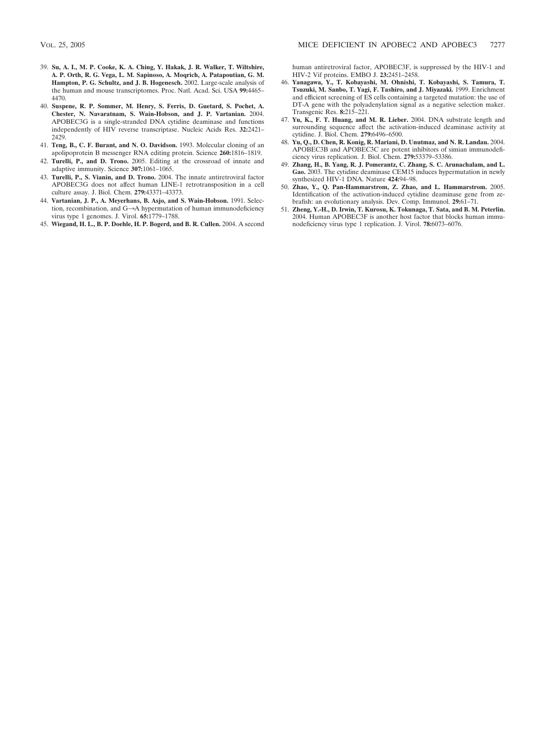39. **Su, A. I., M. P. Cooke, K. A. Ching, Y. Hakak, J. R. Walker, T. Wiltshire, A. P. Orth, R. G. Vega, L. M. Sapinoso, A. Moqrich, A. Patapoutian, G. M. Hampton, P. G. Schultz, and J. B. Hogenesch.** 2002. Large-scale analysis of the human and mouse transcriptomes. Proc. Natl. Acad. Sci. USA **99:**4465–4470.
40. **Suspene, R. P. Sommer, M. Henry, S. Ferris, D. Guetard, S. Pochet, A. Chester, N. Navaratnam, S. Wain-Hobson, and J. P. Vartanian.** 2004. APOBEC3G is a single-stranded DNA cytidine deaminase and functions independently of HIV reverse transcriptase. Nucleic Acids Res. **32:**2421–2429.
41. **Teng, B., C. F. Burant, and N. O. Davidson.** 1993. Molecular cloning of an apolipoprotein B messenger RNA editing protein. Science **260:**1816–1819.
42. **Turelli, P., and D. Trono.** 2005. Editing at the crossroad of innate and adaptive immunity. Science **307:**1061–1065.
43. **Turelli, P., S. Vianin, and D. Trono.** 2004. The innate antiretroviral factor APOBEC3G does not affect human LINE-1 retrotransposition in a cell culture assay. J. Biol. Chem. **279:**43371–43373.
44. **Vartanian, J. P., A. Meyerhans, B. Asjo, and S. Wain-Hobson.** 1991. Selection, recombination, and G→A hypermutation of human immunodeficiency virus type 1 genomes. J. Virol. **65:**1779–1788.
45. **Wiegand, H. L., B. P. Doehle, H. P. Bogerd, and B. R. Cullen.** 2004. A second human antiretroviral factor, APOBEC3F, is suppressed by the HIV-1 and HIV-2 Vif proteins. EMBO J. **23:**2451–2458.
46. **Yanagawa, Y., T. Kobayashi, M. Ohnishi, T. Kobayashi, S. Tamura, T. Tsuzuki, M. Sanbo, T. Yagi, F. Tashiro, and J. Miyazaki.** 1999. Enrichment and efficient screening of ES cells containing a targeted mutation: the use of DT-A gene with the polyadenylation signal as a negative selection maker. Transgenic Res. **8:**215–221.
47. **Yu, K., F. T. Huang, and M. R. Lieber.** 2004. DNA substrate length and surrounding sequence affect the activation-induced deaminase activity at cytidine. J. Biol. Chem. **279:**6496–6500.
48. **Yu, Q., D. Chen, R. Konig, R. Mariani, D. Unutmaz, and N. R. Landau.** 2004. APOBEC3B and APOBEC3C are potent inhibitors of simian immunodeficiency virus replication. J. Biol. Chem. **279:**53379–53386.
49. **Zhang, H., B. Yang, R. J. Pomerantz, C. Zhang, S. C. Arunachalam, and L. Gao.** 2003. The cytidine deaminase CEM15 induces hypermutation in newly synthesized HIV-1 DNA. Nature **424:**94–98.
50. **Zhao, Y., Q. Pan-Hammarstrom, Z. Zhao, and L. Hammarstrom.** 2005. Identification of the activation-induced cytidine deaminase gene from zebrafish: an evolutionary analysis. Dev. Comp. Immunol. **29:**61–71.
51. **Zheng, Y.-H., D. Irwin, T. Kurosu, K. Tokunaga, T. Sata, and B. M. Peterlin.** 2004. Human APOBEC3F is another host factor that blocks human immunodeficiency virus type 1 replication. J. Virol. **78:**6073–6076.